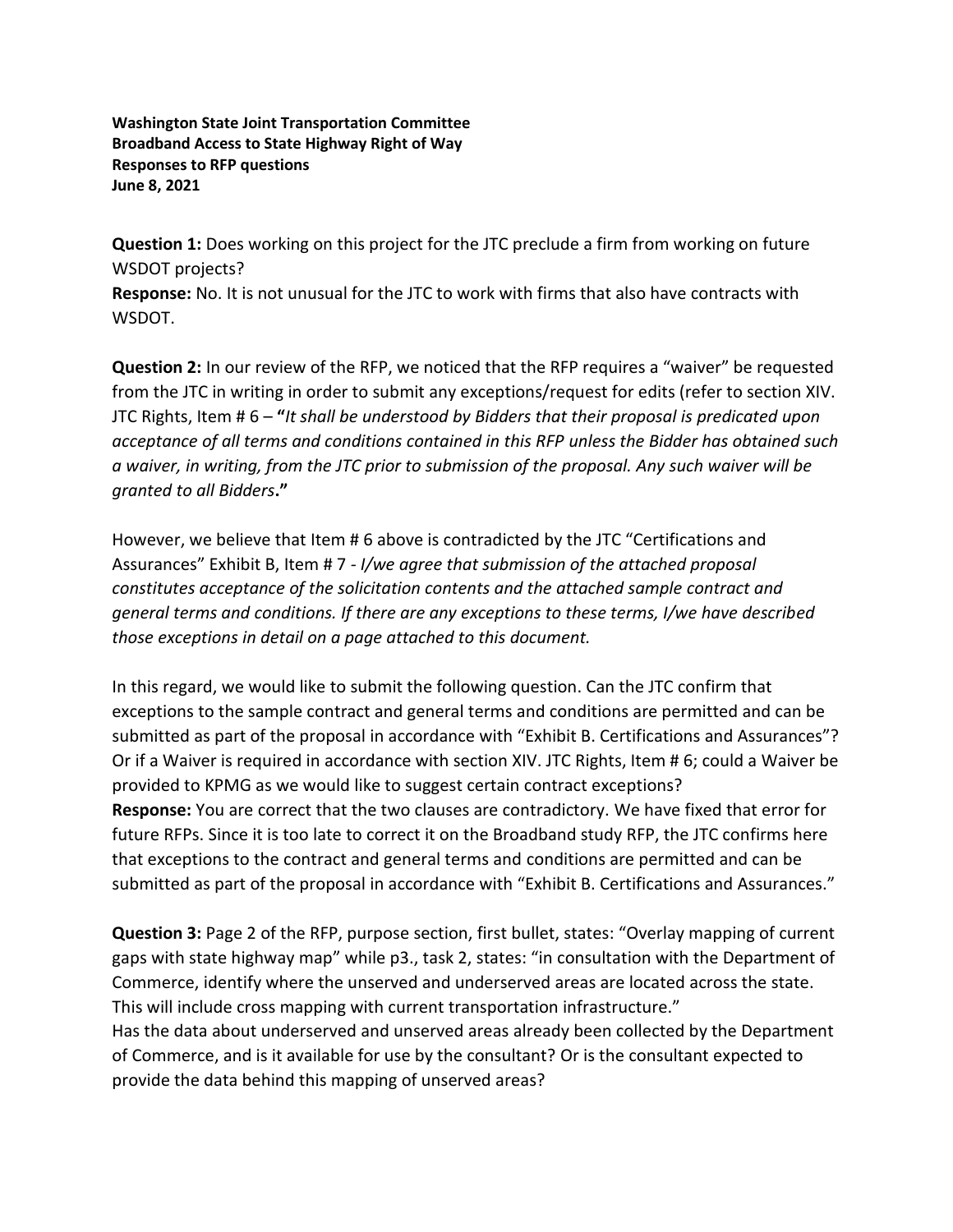**Washington State Joint Transportation Committee**
**Broadband Access to State Highway Right of Way**
**Responses to RFP questions**
**June 8, 2021**

**Question 1:** Does working on this project for the JTC preclude a firm from working on future WSDOT projects?
**Response:** No. It is not unusual for the JTC to work with firms that also have contracts with WSDOT.

**Question 2:** In our review of the RFP, we noticed that the RFP requires a "waiver" be requested from the JTC in writing in order to submit any exceptions/request for edits (refer to section XIV. JTC Rights, Item # 6 – **"***It shall be understood by Bidders that their proposal is predicated upon acceptance of all terms and conditions contained in this RFP unless the Bidder has obtained such a waiver, in writing, from the JTC prior to submission of the proposal. Any such waiver will be granted to all Bidders***."**

However, we believe that Item # 6 above is contradicted by the JTC "Certifications and Assurances" Exhibit B, Item # 7 - *I/we agree that submission of the attached proposal constitutes acceptance of the solicitation contents and the attached sample contract and general terms and conditions. If there are any exceptions to these terms, I/we have described those exceptions in detail on a page attached to this document.*

In this regard, we would like to submit the following question. Can the JTC confirm that exceptions to the sample contract and general terms and conditions are permitted and can be submitted as part of the proposal in accordance with "Exhibit B. Certifications and Assurances"? Or if a Waiver is required in accordance with section XIV. JTC Rights, Item # 6; could a Waiver be provided to KPMG as we would like to suggest certain contract exceptions?
**Response:** You are correct that the two clauses are contradictory. We have fixed that error for future RFPs. Since it is too late to correct it on the Broadband study RFP, the JTC confirms here that exceptions to the contract and general terms and conditions are permitted and can be submitted as part of the proposal in accordance with "Exhibit B. Certifications and Assurances."

**Question 3:** Page 2 of the RFP, purpose section, first bullet, states: "Overlay mapping of current gaps with state highway map" while p3., task 2, states: "in consultation with the Department of Commerce, identify where the unserved and underserved areas are located across the state. This will include cross mapping with current transportation infrastructure."
Has the data about underserved and unserved areas already been collected by the Department of Commerce, and is it available for use by the consultant? Or is the consultant expected to provide the data behind this mapping of unserved areas?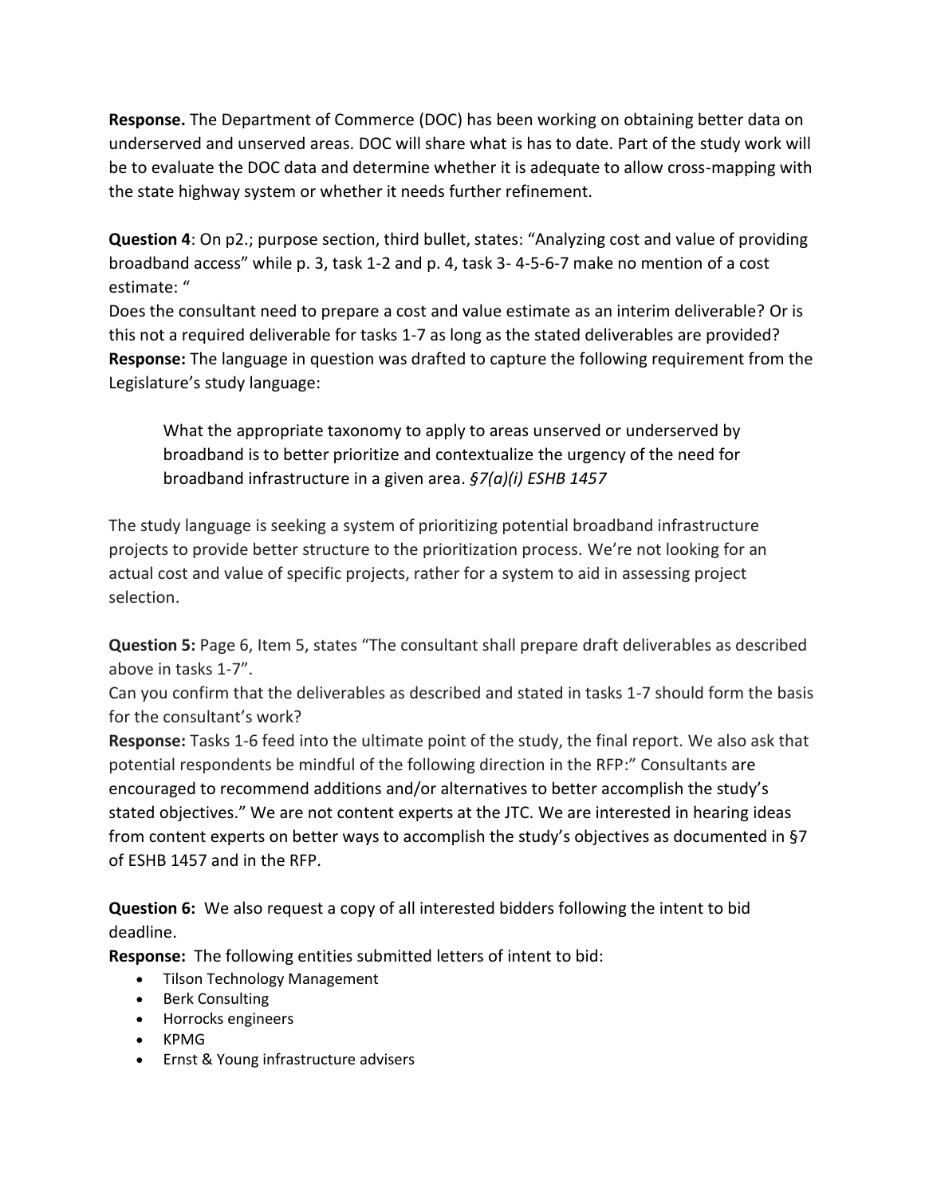**Response.** The Department of Commerce (DOC) has been working on obtaining better data on underserved and unserved areas. DOC will share what is has to date. Part of the study work will be to evaluate the DOC data and determine whether it is adequate to allow cross-mapping with the state highway system or whether it needs further refinement.

**Question 4**: On p2.; purpose section, third bullet, states: "Analyzing cost and value of providing broadband access" while p. 3, task 1-2 and p. 4, task 3- 4-5-6-7 make no mention of a cost estimate: "

Does the consultant need to prepare a cost and value estimate as an interim deliverable? Or is this not a required deliverable for tasks 1-7 as long as the stated deliverables are provided?

**Response:** The language in question was drafted to capture the following requirement from the Legislature's study language:

> What the appropriate taxonomy to apply to areas unserved or underserved by broadband is to better prioritize and contextualize the urgency of the need for broadband infrastructure in a given area. *§7(a)(i) ESHB 1457*

The study language is seeking a system of prioritizing potential broadband infrastructure projects to provide better structure to the prioritization process. We're not looking for an actual cost and value of specific projects, rather for a system to aid in assessing project selection.

**Question 5:** Page 6, Item 5, states "The consultant shall prepare draft deliverables as described above in tasks 1-7".

Can you confirm that the deliverables as described and stated in tasks 1-7 should form the basis for the consultant's work?

**Response:** Tasks 1-6 feed into the ultimate point of the study, the final report. We also ask that potential respondents be mindful of the following direction in the RFP:" Consultants are encouraged to recommend additions and/or alternatives to better accomplish the study's stated objectives." We are not content experts at the JTC. We are interested in hearing ideas from content experts on better ways to accomplish the study's objectives as documented in §7 of ESHB 1457 and in the RFP.

**Question 6:** We also request a copy of all interested bidders following the intent to bid deadline.

**Response:** The following entities submitted letters of intent to bid:

- Tilson Technology Management
- Berk Consulting
- Horrocks engineers
- KPMG
- Ernst & Young infrastructure advisers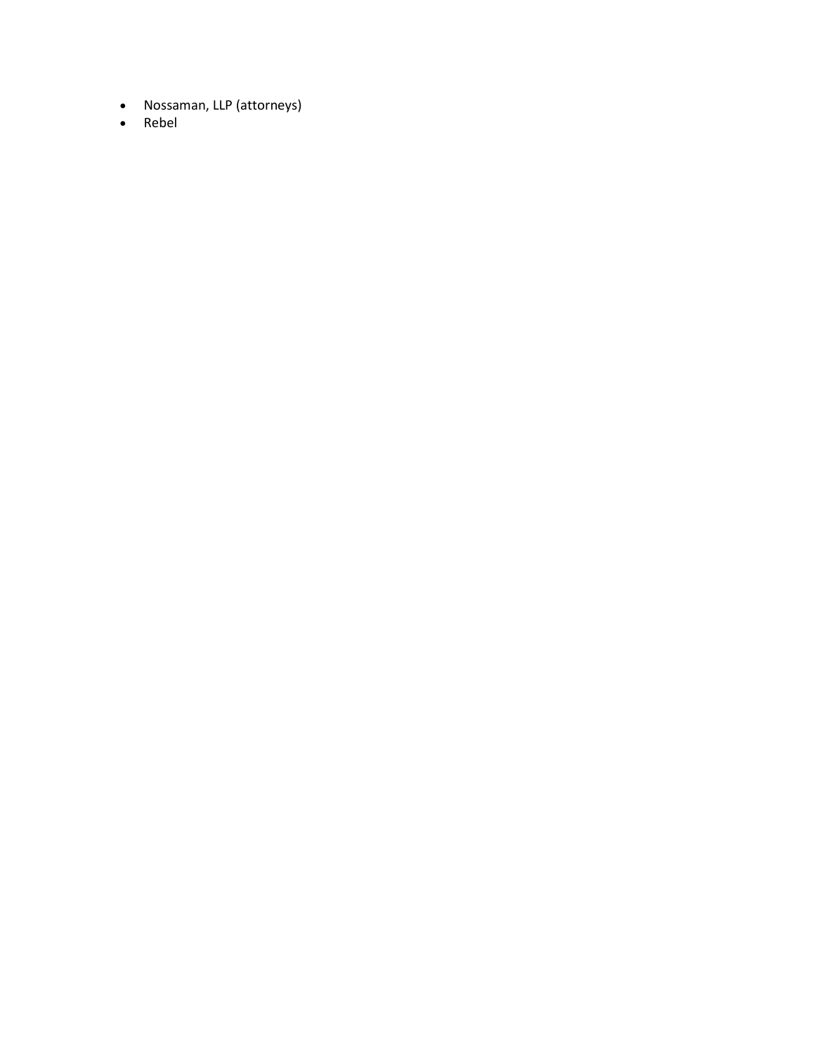- Nossaman, LLP (attorneys)
- Rebel